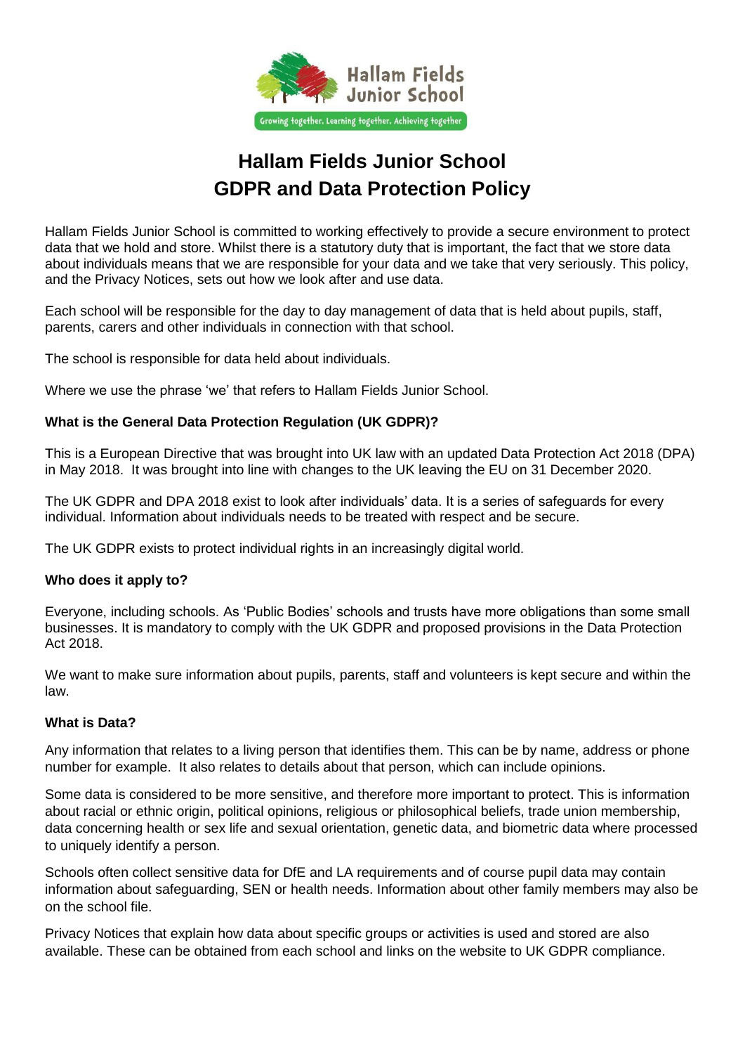# Hallam Fields Junior School
# GDPR and Data Protection Policy

Hallam Fields Junior School is committed to working effectively to provide a secure environment to protect data that we hold and store. Whilst there is a statutory duty that is important, the fact that we store data about individuals means that we are responsible for your data and we take that very seriously. This policy, and the Privacy Notices, sets out how we look after and use data.

Each school will be responsible for the day to day management of data that is held about pupils, staff, parents, carers and other individuals in connection with that school.

The school is responsible for data held about individuals.

Where we use the phrase 'we' that refers to Hallam Fields Junior School.

### What is the General Data Protection Regulation (UK GDPR)?

This is a European Directive that was brought into UK law with an updated Data Protection Act 2018 (DPA) in May 2018. It was brought into line with changes to the UK leaving the EU on 31 December 2020.

The UK GDPR and DPA 2018 exist to look after individuals' data. It is a series of safeguards for every individual. Information about individuals needs to be treated with respect and be secure.

The UK GDPR exists to protect individual rights in an increasingly digital world.

### Who does it apply to?

Everyone, including schools. As 'Public Bodies' schools and trusts have more obligations than some small businesses. It is mandatory to comply with the UK GDPR and proposed provisions in the Data Protection Act 2018.

We want to make sure information about pupils, parents, staff and volunteers is kept secure and within the law.

### What is Data?

Any information that relates to a living person that identifies them. This can be by name, address or phone number for example. It also relates to details about that person, which can include opinions.

Some data is considered to be more sensitive, and therefore more important to protect. This is information about racial or ethnic origin, political opinions, religious or philosophical beliefs, trade union membership, data concerning health or sex life and sexual orientation, genetic data, and biometric data where processed to uniquely identify a person.

Schools often collect sensitive data for DfE and LA requirements and of course pupil data may contain information about safeguarding, SEN or health needs. Information about other family members may also be on the school file.

Privacy Notices that explain how data about specific groups or activities is used and stored are also available. These can be obtained from each school and links on the website to UK GDPR compliance.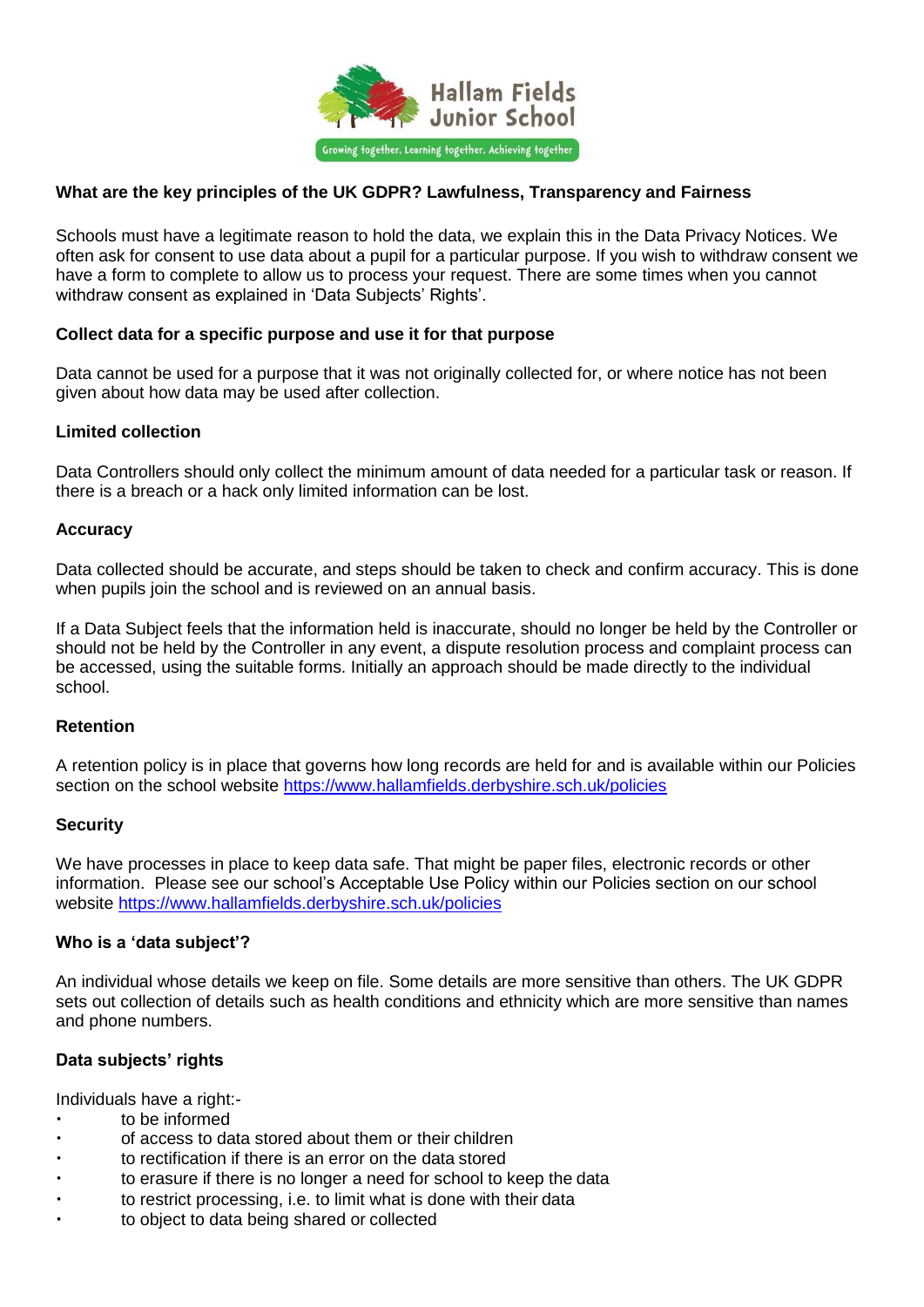### What are the key principles of the UK GDPR? Lawfulness, Transparency and Fairness

Schools must have a legitimate reason to hold the data, we explain this in the Data Privacy Notices. We often ask for consent to use data about a pupil for a particular purpose. If you wish to withdraw consent we have a form to complete to allow us to process your request. There are some times when you cannot withdraw consent as explained in 'Data Subjects' Rights'.

### Collect data for a specific purpose and use it for that purpose

Data cannot be used for a purpose that it was not originally collected for, or where notice has not been given about how data may be used after collection.

### Limited collection

Data Controllers should only collect the minimum amount of data needed for a particular task or reason. If there is a breach or a hack only limited information can be lost.

### Accuracy

Data collected should be accurate, and steps should be taken to check and confirm accuracy. This is done when pupils join the school and is reviewed on an annual basis.

If a Data Subject feels that the information held is inaccurate, should no longer be held by the Controller or should not be held by the Controller in any event, a dispute resolution process and complaint process can be accessed, using the suitable forms. Initially an approach should be made directly to the individual school.

### Retention

A retention policy is in place that governs how long records are held for and is available within our Policies section on the school website https://www.hallamfields.derbyshire.sch.uk/policies

### Security

We have processes in place to keep data safe. That might be paper files, electronic records or other information. Please see our school's Acceptable Use Policy within our Policies section on our school website https://www.hallamfields.derbyshire.sch.uk/policies

### Who is a 'data subject'?

An individual whose details we keep on file. Some details are more sensitive than others. The UK GDPR sets out collection of details such as health conditions and ethnicity which are more sensitive than names and phone numbers.

### Data subjects' rights

Individuals have a right:-

- to be informed
- of access to data stored about them or their children
- to rectification if there is an error on the data stored
- to erasure if there is no longer a need for school to keep the data
- to restrict processing, i.e. to limit what is done with their data
- to object to data being shared or collected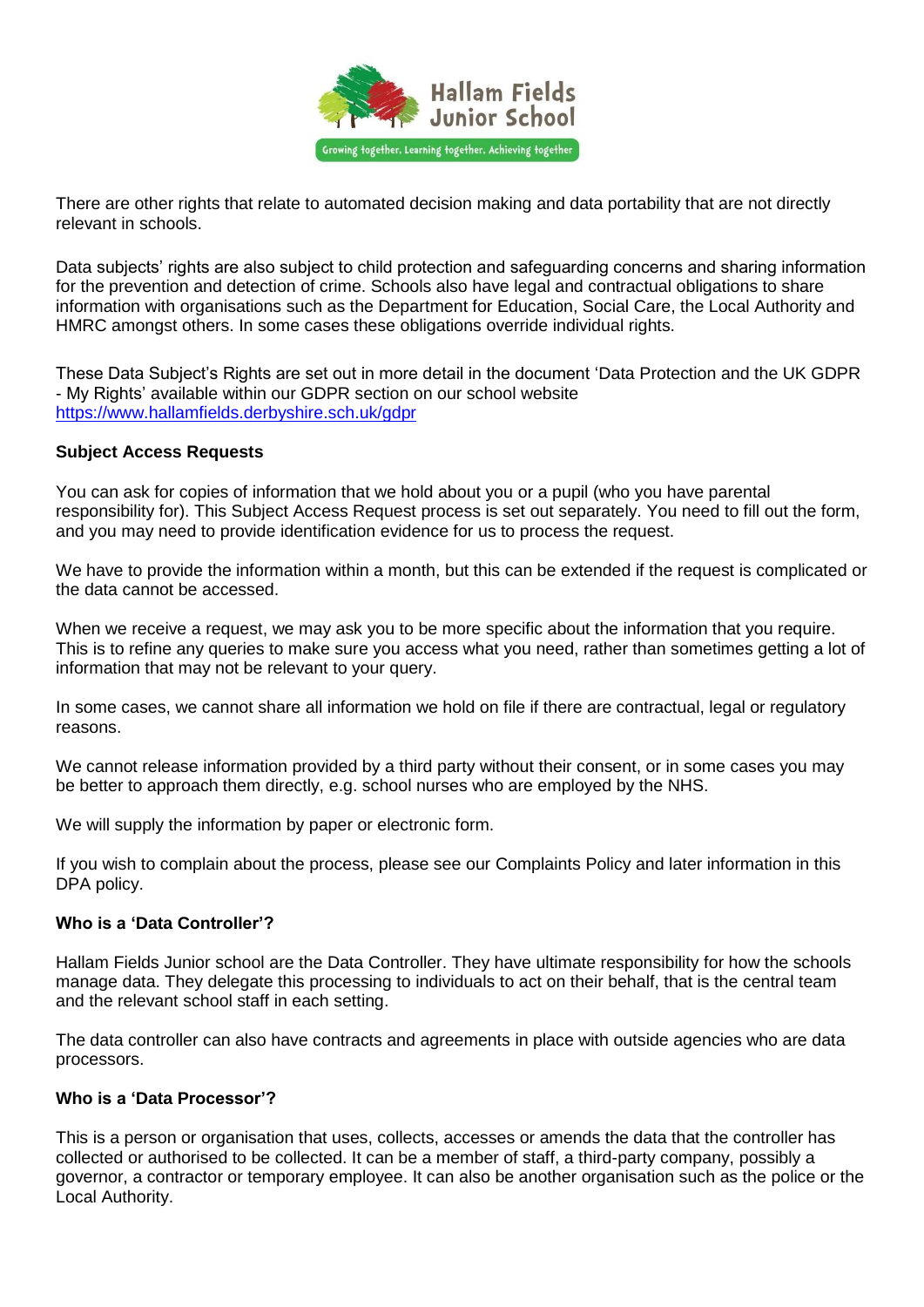There are other rights that relate to automated decision making and data portability that are not directly relevant in schools.

Data subjects' rights are also subject to child protection and safeguarding concerns and sharing information for the prevention and detection of crime. Schools also have legal and contractual obligations to share information with organisations such as the Department for Education, Social Care, the Local Authority and HMRC amongst others. In some cases these obligations override individual rights.

These Data Subject's Rights are set out in more detail in the document 'Data Protection and the UK GDPR - My Rights' available within our GDPR section on our school website https://www.hallamfields.derbyshire.sch.uk/gdpr

### Subject Access Requests

You can ask for copies of information that we hold about you or a pupil (who you have parental responsibility for). This Subject Access Request process is set out separately. You need to fill out the form, and you may need to provide identification evidence for us to process the request.

We have to provide the information within a month, but this can be extended if the request is complicated or the data cannot be accessed.

When we receive a request, we may ask you to be more specific about the information that you require. This is to refine any queries to make sure you access what you need, rather than sometimes getting a lot of information that may not be relevant to your query.

In some cases, we cannot share all information we hold on file if there are contractual, legal or regulatory reasons.

We cannot release information provided by a third party without their consent, or in some cases you may be better to approach them directly, e.g. school nurses who are employed by the NHS.

We will supply the information by paper or electronic form.

If you wish to complain about the process, please see our Complaints Policy and later information in this DPA policy.

### Who is a 'Data Controller'?

Hallam Fields Junior school are the Data Controller. They have ultimate responsibility for how the schools manage data. They delegate this processing to individuals to act on their behalf, that is the central team and the relevant school staff in each setting.

The data controller can also have contracts and agreements in place with outside agencies who are data processors.

### Who is a 'Data Processor'?

This is a person or organisation that uses, collects, accesses or amends the data that the controller has collected or authorised to be collected. It can be a member of staff, a third-party company, possibly a governor, a contractor or temporary employee. It can also be another organisation such as the police or the Local Authority.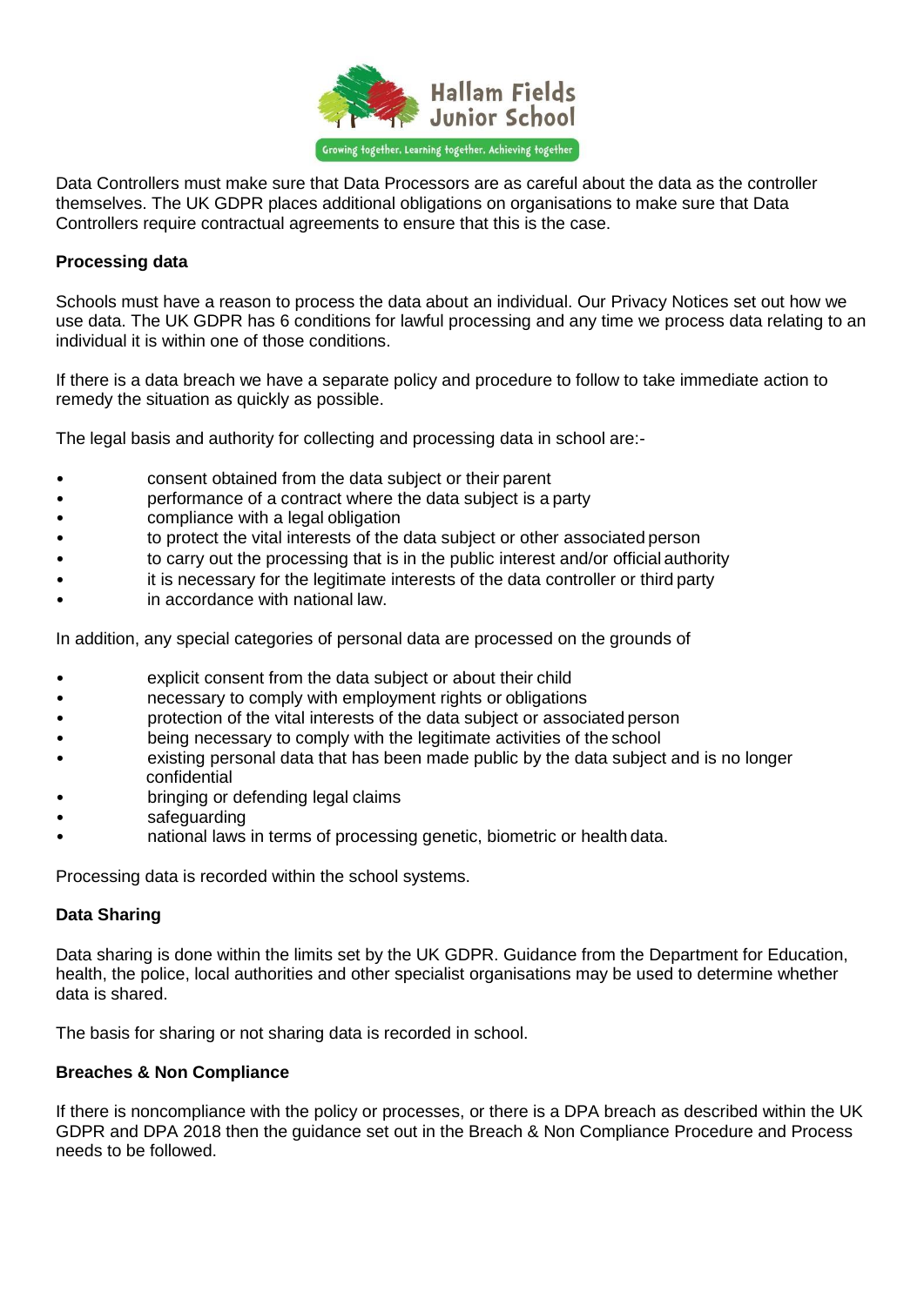Data Controllers must make sure that Data Processors are as careful about the data as the controller themselves. The UK GDPR places additional obligations on organisations to make sure that Data Controllers require contractual agreements to ensure that this is the case.

**Processing data**

Schools must have a reason to process the data about an individual. Our Privacy Notices set out how we use data. The UK GDPR has 6 conditions for lawful processing and any time we process data relating to an individual it is within one of those conditions.

If there is a data breach we have a separate policy and procedure to follow to take immediate action to remedy the situation as quickly as possible.

The legal basis and authority for collecting and processing data in school are:-

- consent obtained from the data subject or their parent
- performance of a contract where the data subject is a party
- compliance with a legal obligation
- to protect the vital interests of the data subject or other associated person
- to carry out the processing that is in the public interest and/or official authority
- it is necessary for the legitimate interests of the data controller or third party
- in accordance with national law.

In addition, any special categories of personal data are processed on the grounds of

- explicit consent from the data subject or about their child
- necessary to comply with employment rights or obligations
- protection of the vital interests of the data subject or associated person
- being necessary to comply with the legitimate activities of the school
- existing personal data that has been made public by the data subject and is no longer confidential
- bringing or defending legal claims
- safeguarding
- national laws in terms of processing genetic, biometric or health data.

Processing data is recorded within the school systems.

**Data Sharing**

Data sharing is done within the limits set by the UK GDPR. Guidance from the Department for Education, health, the police, local authorities and other specialist organisations may be used to determine whether data is shared.

The basis for sharing or not sharing data is recorded in school.

**Breaches & Non Compliance**

If there is noncompliance with the policy or processes, or there is a DPA breach as described within the UK GDPR and DPA 2018 then the guidance set out in the Breach & Non Compliance Procedure and Process needs to be followed.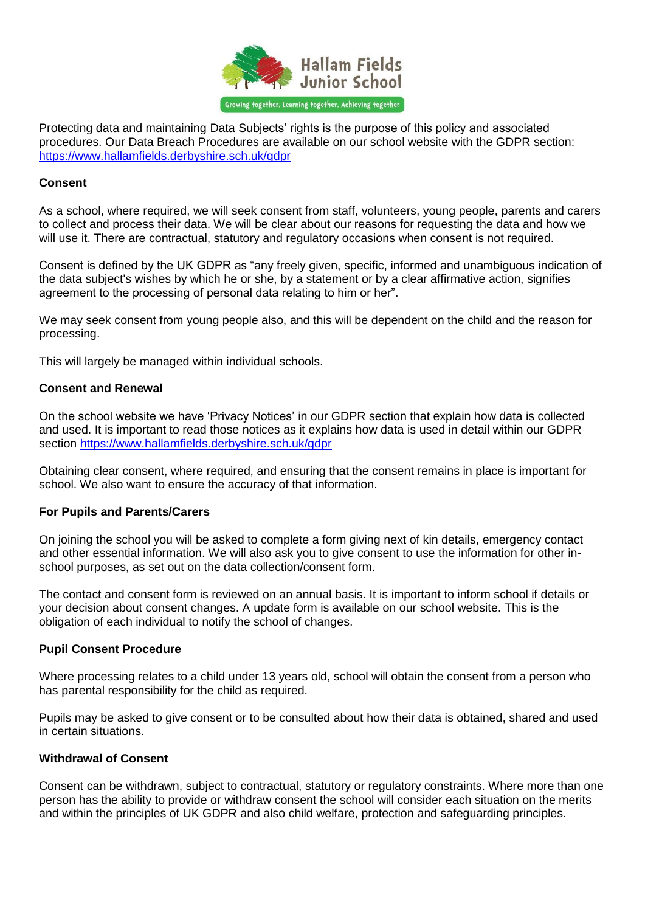Protecting data and maintaining Data Subjects' rights is the purpose of this policy and associated procedures. Our Data Breach Procedures are available on our school website with the GDPR section: https://www.hallamfields.derbyshire.sch.uk/gdpr

**Consent**

As a school, where required, we will seek consent from staff, volunteers, young people, parents and carers to collect and process their data. We will be clear about our reasons for requesting the data and how we will use it. There are contractual, statutory and regulatory occasions when consent is not required.

Consent is defined by the UK GDPR as "any freely given, specific, informed and unambiguous indication of the data subject's wishes by which he or she, by a statement or by a clear affirmative action, signifies agreement to the processing of personal data relating to him or her".

We may seek consent from young people also, and this will be dependent on the child and the reason for processing.

This will largely be managed within individual schools.

**Consent and Renewal**

On the school website we have 'Privacy Notices' in our GDPR section that explain how data is collected and used. It is important to read those notices as it explains how data is used in detail within our GDPR section https://www.hallamfields.derbyshire.sch.uk/gdpr

Obtaining clear consent, where required, and ensuring that the consent remains in place is important for school. We also want to ensure the accuracy of that information.

**For Pupils and Parents/Carers**

On joining the school you will be asked to complete a form giving next of kin details, emergency contact and other essential information. We will also ask you to give consent to use the information for other in-school purposes, as set out on the data collection/consent form.

The contact and consent form is reviewed on an annual basis. It is important to inform school if details or your decision about consent changes. A update form is available on our school website. This is the obligation of each individual to notify the school of changes.

**Pupil Consent Procedure**

Where processing relates to a child under 13 years old, school will obtain the consent from a person who has parental responsibility for the child as required.

Pupils may be asked to give consent or to be consulted about how their data is obtained, shared and used in certain situations.

**Withdrawal of Consent**

Consent can be withdrawn, subject to contractual, statutory or regulatory constraints. Where more than one person has the ability to provide or withdraw consent the school will consider each situation on the merits and within the principles of UK GDPR and also child welfare, protection and safeguarding principles.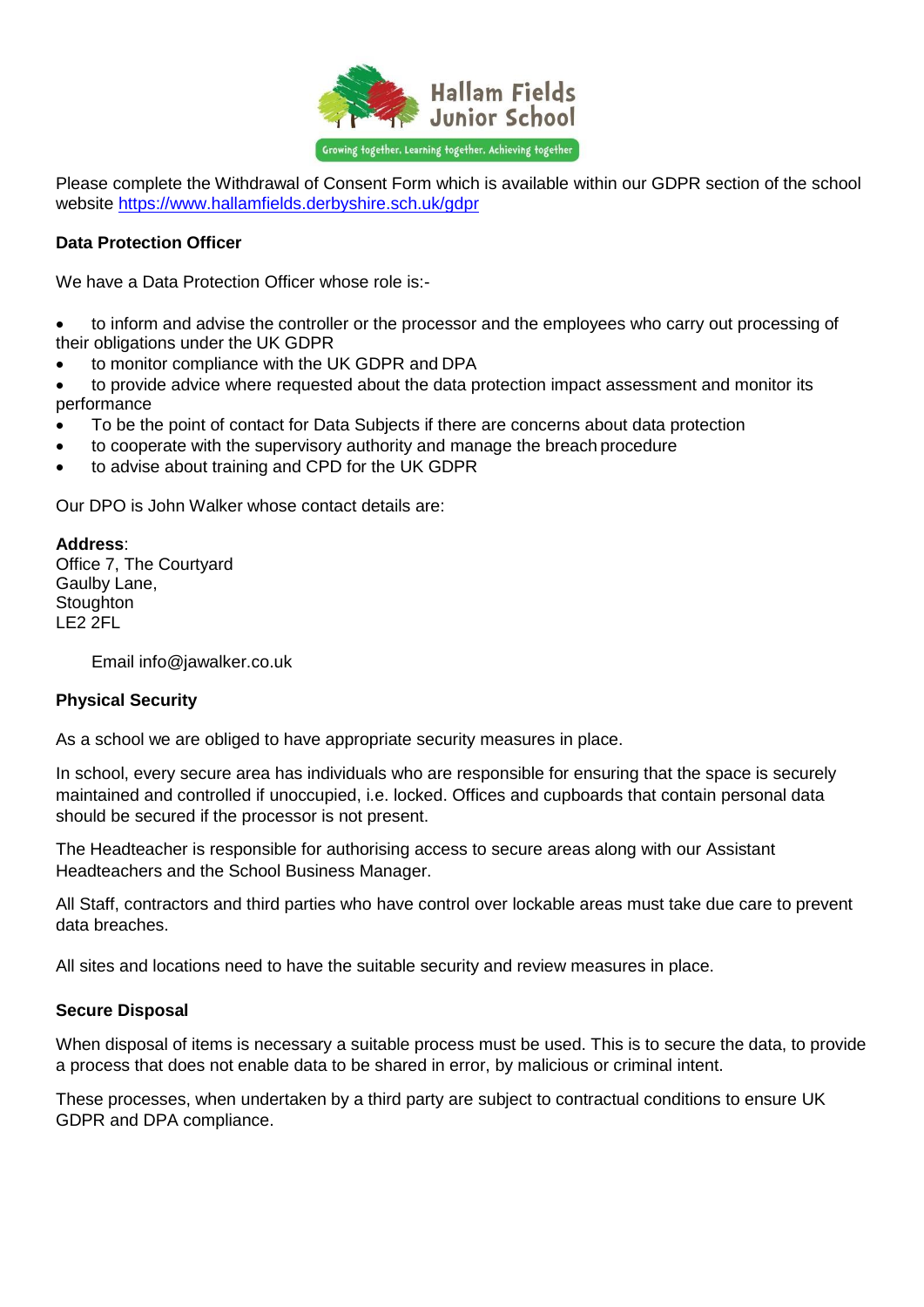Please complete the Withdrawal of Consent Form which is available within our GDPR section of the school website https://www.hallamfields.derbyshire.sch.uk/gdpr

**Data Protection Officer**

We have a Data Protection Officer whose role is:-

- to inform and advise the controller or the processor and the employees who carry out processing of their obligations under the UK GDPR
- to monitor compliance with the UK GDPR and DPA
- to provide advice where requested about the data protection impact assessment and monitor its performance
- To be the point of contact for Data Subjects if there are concerns about data protection
- to cooperate with the supervisory authority and manage the breach procedure
- to advise about training and CPD for the UK GDPR

Our DPO is John Walker whose contact details are:

**Address**:
Office 7, The Courtyard
Gaulby Lane,
Stoughton
LE2 2FL

Email info@jawalker.co.uk

**Physical Security**

As a school we are obliged to have appropriate security measures in place.

In school, every secure area has individuals who are responsible for ensuring that the space is securely maintained and controlled if unoccupied, i.e. locked. Offices and cupboards that contain personal data should be secured if the processor is not present.

The Headteacher is responsible for authorising access to secure areas along with our Assistant Headteachers and the School Business Manager.

All Staff, contractors and third parties who have control over lockable areas must take due care to prevent data breaches.

All sites and locations need to have the suitable security and review measures in place.

**Secure Disposal**

When disposal of items is necessary a suitable process must be used. This is to secure the data, to provide a process that does not enable data to be shared in error, by malicious or criminal intent.

These processes, when undertaken by a third party are subject to contractual conditions to ensure UK GDPR and DPA compliance.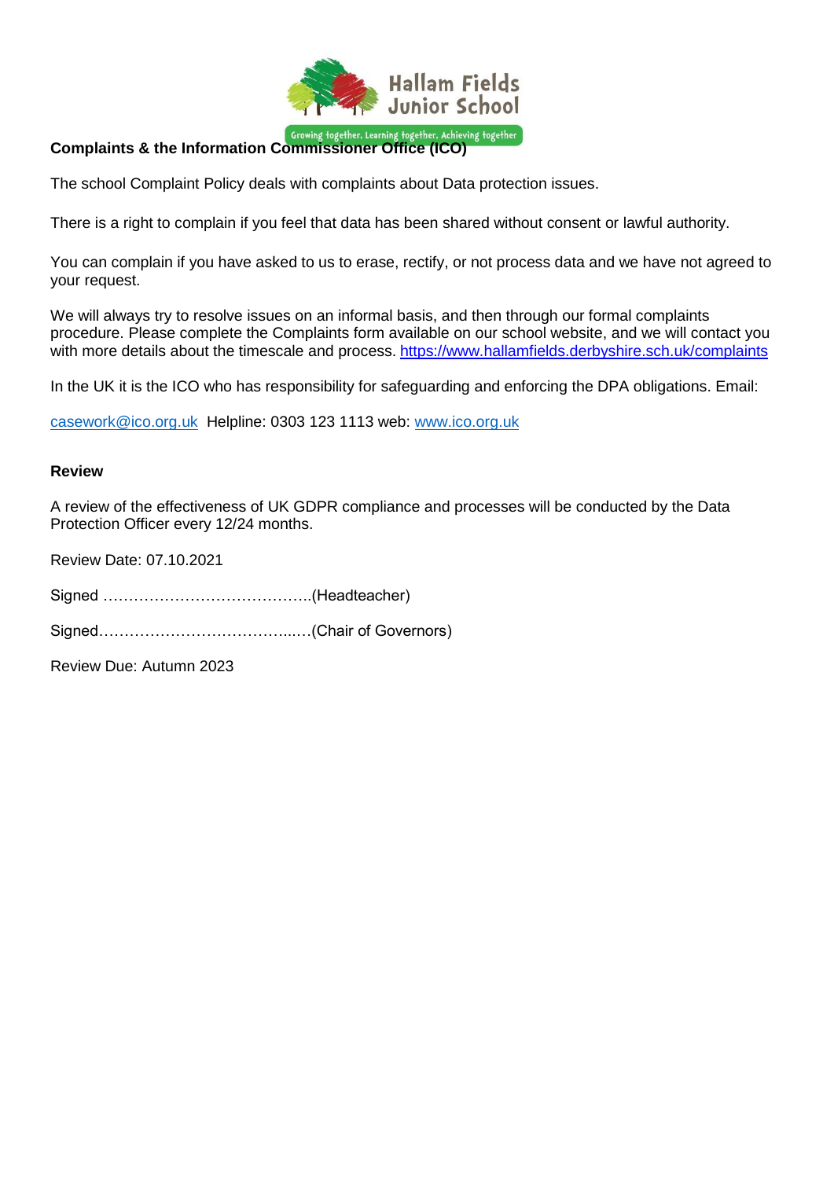## Complaints & the Information Commissioner Office (ICO)

The school Complaint Policy deals with complaints about Data protection issues.

There is a right to complain if you feel that data has been shared without consent or lawful authority.

You can complain if you have asked to us to erase, rectify, or not process data and we have not agreed to your request.

We will always try to resolve issues on an informal basis, and then through our formal complaints procedure. Please complete the Complaints form available on our school website, and we will contact you with more details about the timescale and process. https://www.hallamfields.derbyshire.sch.uk/complaints

In the UK it is the ICO who has responsibility for safeguarding and enforcing the DPA obligations. Email:

casework@ico.org.uk Helpline: 0303 123 1113 web: www.ico.org.uk

## Review

A review of the effectiveness of UK GDPR compliance and processes will be conducted by the Data Protection Officer every 12/24 months.

Review Date: 07.10.2021

Signed …………………………………..(Headteacher)

Signed………………………………..…(Chair of Governors)

Review Due: Autumn 2023